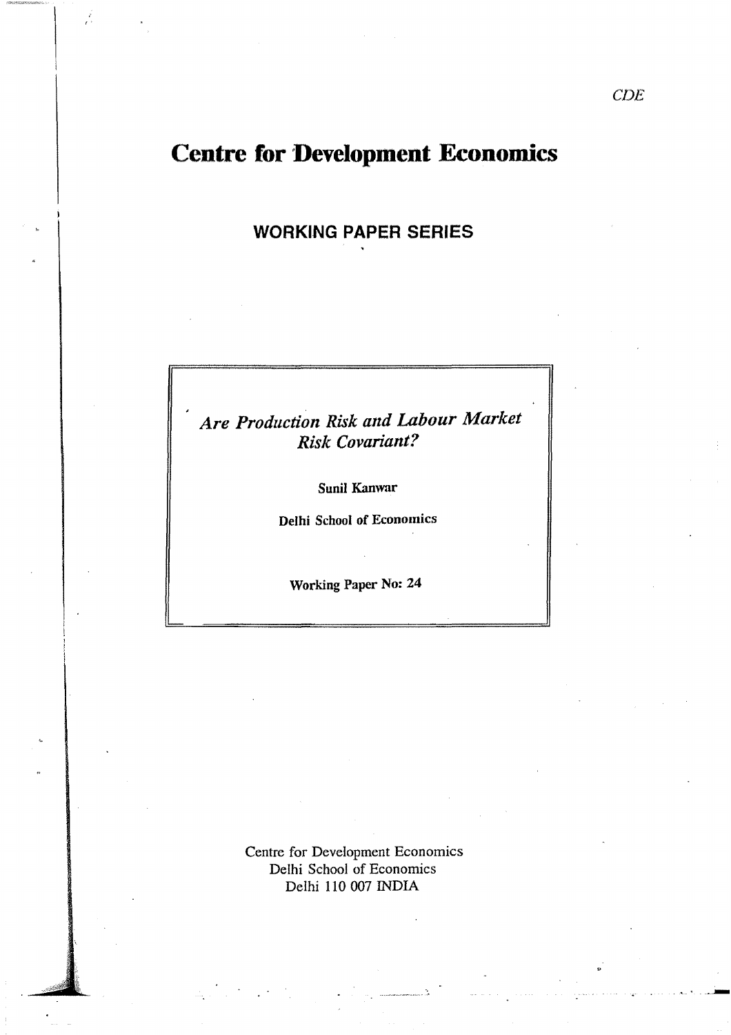CDE

# Centre for Development Economics

## WORKING PAPER SERIES

*Are Production Risk and Labour Market Risk Covariant?*

**Sunil Kanwar**

**Delhi School of Economics**

**Working Paper No: 24**

Centre for Development Economics
Delhi School of Economics
Delhi 110 007 INDIA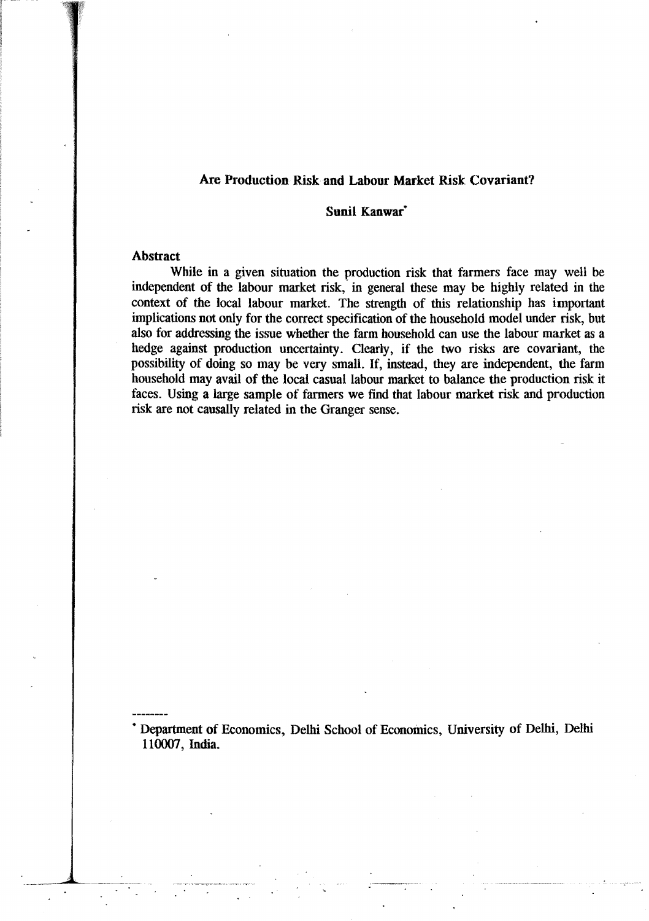# Are Production Risk and Labour Market Risk Covariant?

**Sunil Kanwar***

### Abstract

While in a given situation the production risk that farmers face may well be independent of the labour market risk, in general these may be highly related in the context of the local labour market. The strength of this relationship has important implications not only for the correct specification of the household model under risk, but also for addressing the issue whether the farm household can use the labour market as a hedge against production uncertainty. Clearly, if the two risks are covariant, the possibility of doing so may be very small. If, instead, they are independent, the farm household may avail of the local casual labour market to balance the production risk it faces. Using a large sample of farmers we find that labour market risk and production risk are not causally related in the Granger sense.

---

* Department of Economics, Delhi School of Economics, University of Delhi, Delhi 110007, India.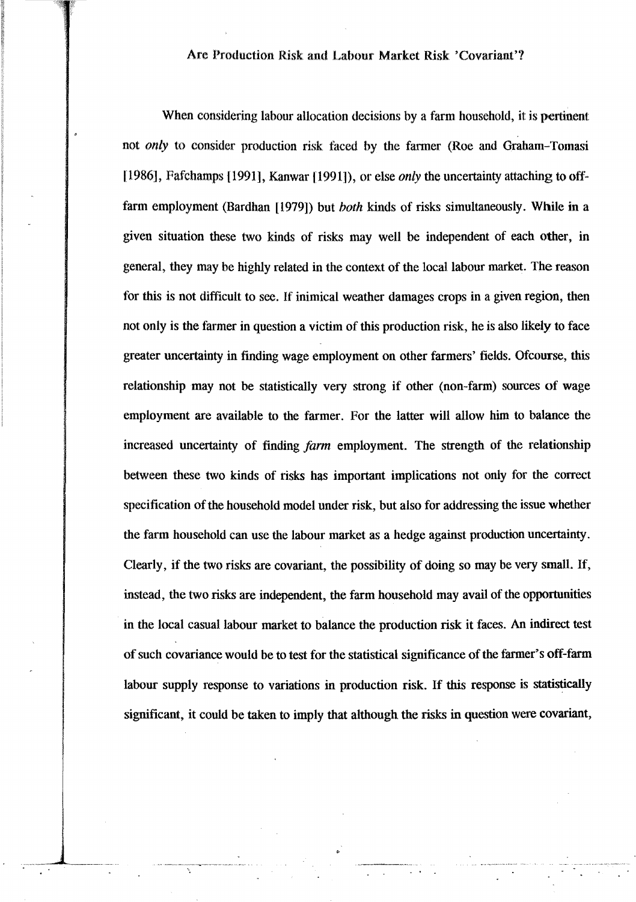## Are Production Risk and Labour Market Risk 'Covariant'?

When considering labour allocation decisions by a farm household, it is pertinent not *only* to consider production risk faced by the farmer (Roe and Graham-Tomasi [1986], Fafchamps [1991], Kanwar [1991]), or else *only* the uncertainty attaching to off-farm employment (Bardhan [1979]) but *both* kinds of risks simultaneously. While in a given situation these two kinds of risks may well be independent of each other, in general, they may be highly related in the context of the local labour market. The reason for this is not difficult to see. If inimical weather damages crops in a given region, then not only is the farmer in question a victim of this production risk, he is also likely to face greater uncertainty in finding wage employment on other farmers' fields. Ofcourse, this relationship may not be statistically very strong if other (non-farm) sources of wage employment are available to the farmer. For the latter will allow him to balance the increased uncertainty of finding *farm* employment. The strength of the relationship between these two kinds of risks has important implications not only for the correct specification of the household model under risk, but also for addressing the issue whether the farm household can use the labour market as a hedge against production uncertainty. Clearly, if the two risks are covariant, the possibility of doing so may be very small. If, instead, the two risks are independent, the farm household may avail of the opportunities in the local casual labour market to balance the production risk it faces. An indirect test of such covariance would be to test for the statistical significance of the farmer's off-farm labour supply response to variations in production risk. If this response is statistically significant, it could be taken to imply that although the risks in question were covariant,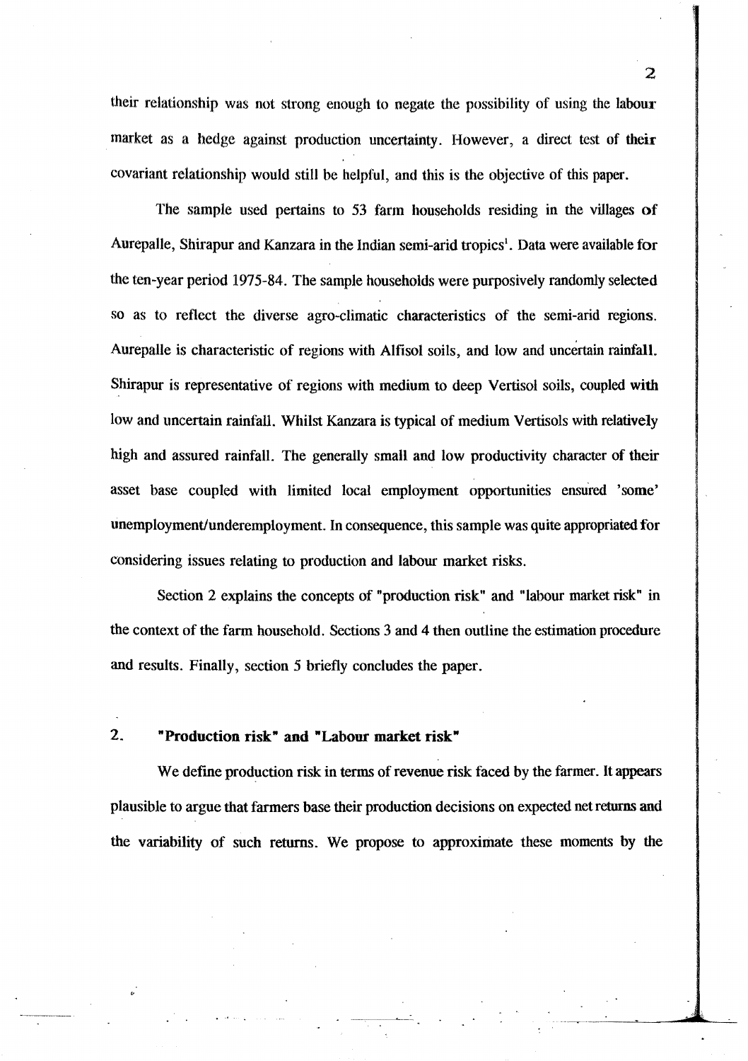their relationship was not strong enough to negate the possibility of using the labour market as a hedge against production uncertainty. However, a direct test of their covariant relationship would still be helpful, and this is the objective of this paper.

The sample used pertains to 53 farm households residing in the villages of Aurepalle, Shirapur and Kanzara in the Indian semi-arid tropics[1]. Data were available for the ten-year period 1975-84. The sample households were purposively randomly selected so as to reflect the diverse agro-climatic characteristics of the semi-arid regions. Aurepalle is characteristic of regions with Alfisol soils, and low and uncertain rainfall. Shirapur is representative of regions with medium to deep Vertisol soils, coupled with low and uncertain rainfall. Whilst Kanzara is typical of medium Vertisols with relatively high and assured rainfall. The generally small and low productivity character of their asset base coupled with limited local employment opportunities ensured 'some' unemployment/underemployment. In consequence, this sample was quite appropriated for considering issues relating to production and labour market risks.

Section 2 explains the concepts of "production risk" and "labour market risk" in the context of the farm household. Sections 3 and 4 then outline the estimation procedure and results. Finally, section 5 briefly concludes the paper.

## 2. "Production risk" and "Labour market risk"

We define production risk in terms of revenue risk faced by the farmer. It appears plausible to argue that farmers base their production decisions on expected net returns and the variability of such returns. We propose to approximate these moments by the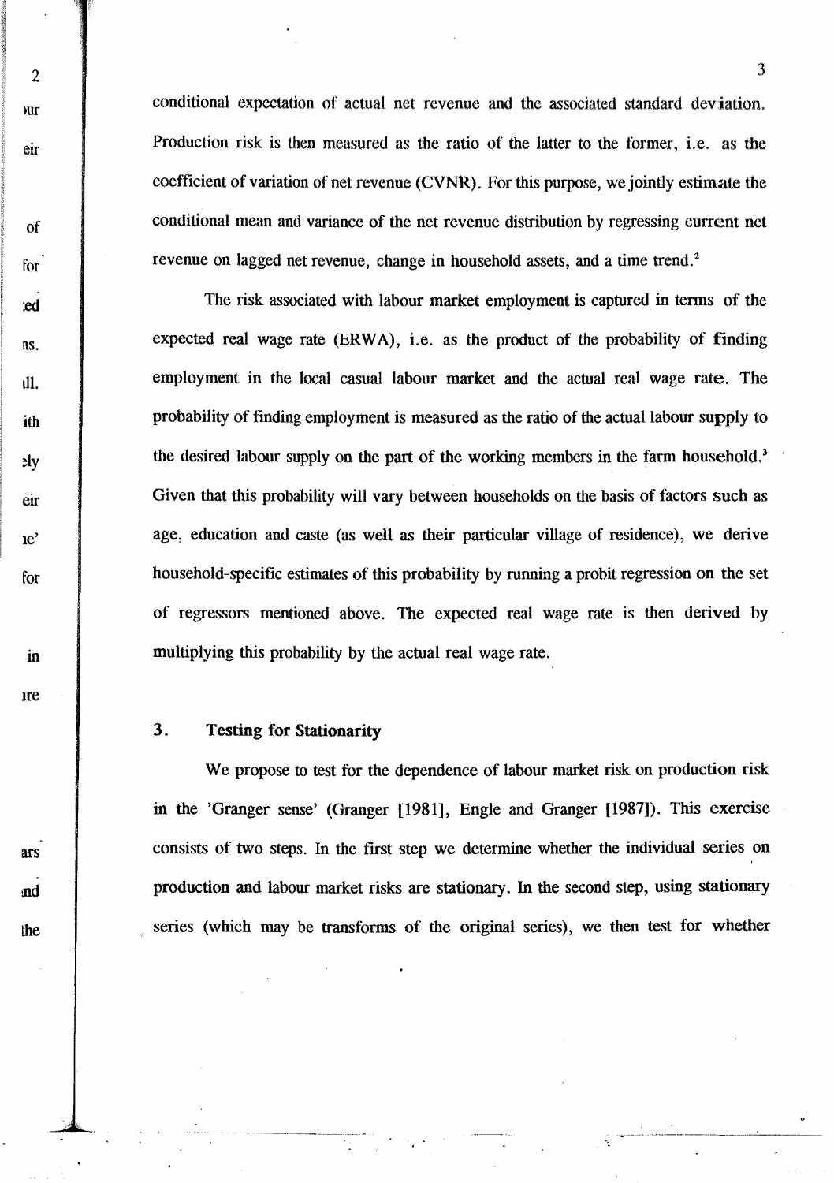conditional expectation of actual net revenue and the associated standard deviation. Production risk is then measured as the ratio of the latter to the former, i.e. as the coefficient of variation of net revenue (CVNR). For this purpose, we jointly estimate the conditional mean and variance of the net revenue distribution by regressing current net revenue on lagged net revenue, change in household assets, and a time trend.[2]

The risk associated with labour market employment is captured in terms of the expected real wage rate (ERWA), i.e. as the product of the probability of finding employment in the local casual labour market and the actual real wage rate. The probability of finding employment is measured as the ratio of the actual labour supply to the desired labour supply on the part of the working members in the farm household.[3] Given that this probability will vary between households on the basis of factors such as age, education and caste (as well as their particular village of residence), we derive household-specific estimates of this probability by running a probit regression on the set of regressors mentioned above. The expected real wage rate is then derived by multiplying this probability by the actual real wage rate.

## 3. Testing for Stationarity

We propose to test for the dependence of labour market risk on production risk in the 'Granger sense' (Granger [1981], Engle and Granger [1987]). This exercise consists of two steps. In the first step we determine whether the individual series on production and labour market risks are stationary. In the second step, using stationary series (which may be transforms of the original series), we then test for whether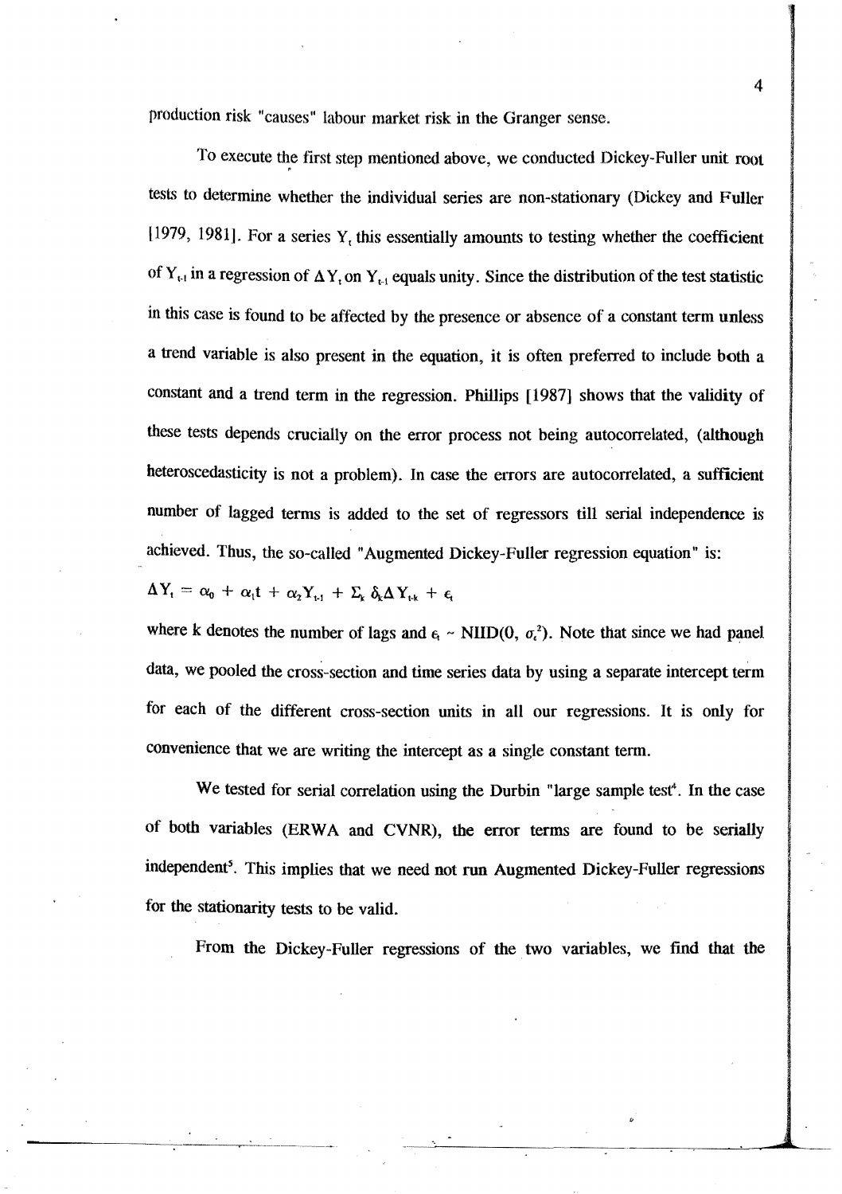production risk "causes" labour market risk in the Granger sense.

To execute the first step mentioned above, we conducted Dickey-Fuller unit root tests to determine whether the individual series are non-stationary (Dickey and Fuller [1979, 1981]. For a series $Y_t$ this essentially amounts to testing whether the coefficient of $Y_{t-1}$ in a regression of $\Delta Y_t$ on $Y_{t-1}$ equals unity. Since the distribution of the test statistic in this case is found to be affected by the presence or absence of a constant term unless a trend variable is also present in the equation, it is often preferred to include both a constant and a trend term in the regression. Phillips [1987] shows that the validity of these tests depends crucially on the error process not being autocorrelated, (although heteroscedasticity is not a problem). In case the errors are autocorrelated, a sufficient number of lagged terms is added to the set of regressors till serial independence is achieved. Thus, the so-called "Augmented Dickey-Fuller regression equation" is:

$$\Delta Y_t = \alpha_0 + \alpha_1 t + \alpha_2 Y_{t-1} + \Sigma_k \delta_k \Delta Y_{t-k} + \epsilon_t$$

where k denotes the number of lags and $\epsilon_t \sim NIID(0, \sigma_\epsilon^2)$. Note that since we had panel data, we pooled the cross-section and time series data by using a separate intercept term for each of the different cross-section units in all our regressions. It is only for convenience that we are writing the intercept as a single constant term.

We tested for serial correlation using the Durbin "large sample test[4]. In the case of both variables (ERWA and CVNR), the error terms are found to be serially independent[5]. This implies that we need not run Augmented Dickey-Fuller regressions for the stationarity tests to be valid.

From the Dickey-Fuller regressions of the two variables, we find that the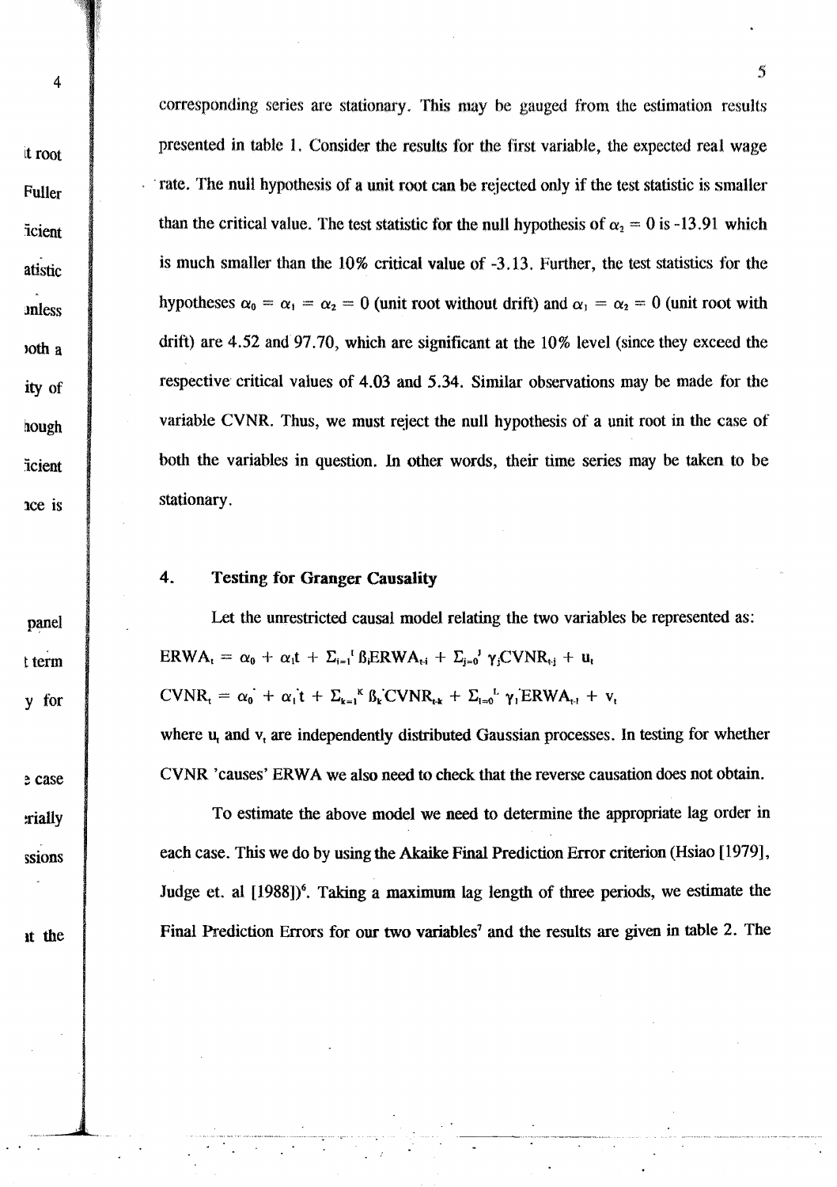corresponding series are stationary. This may be gauged from the estimation results presented in table 1. Consider the results for the first variable, the expected real wage rate. The null hypothesis of a unit root can be rejected only if the test statistic is smaller than the critical value. The test statistic for the null hypothesis of $\alpha_2 = 0$ is -13.91 which is much smaller than the 10% critical value of -3.13. Further, the test statistics for the hypotheses $\alpha_0 = \alpha_1 = \alpha_2 = 0$ (unit root without drift) and $\alpha_1 = \alpha_2 = 0$ (unit root with drift) are 4.52 and 97.70, which are significant at the 10% level (since they exceed the respective critical values of 4.03 and 5.34. Similar observations may be made for the variable CVNR. Thus, we must reject the null hypothesis of a unit root in the case of both the variables in question. In other words, their time series may be taken to be stationary.

## 4. Testing for Granger Causality

Let the unrestricted causal model relating the two variables be represented as:

$$ERWA_t = \alpha_0 + \alpha_1 t + \Sigma_{i=1}^{I} \beta_i ERWA_{t-i} + \Sigma_{j=0}^{J} \gamma_j CVNR_{t-j} + u_t$$

$$CVNR_t = \alpha_0' + \alpha_1' t + \Sigma_{k=1}^{K} \beta_k' CVNR_{t-k} + \Sigma_{l=0}^{L} \gamma_l' ERWA_{t-l} + v_t$$

where $u_t$ and $v_t$ are independently distributed Gaussian processes. In testing for whether CVNR 'causes' ERWA we also need to check that the reverse causation does not obtain.

To estimate the above model we need to determine the appropriate lag order in each case. This we do by using the Akaike Final Prediction Error criterion (Hsiao [1979], Judge et. al [1988])[6]. Taking a maximum lag length of three periods, we estimate the Final Prediction Errors for our two variables[7] and the results are given in table 2. The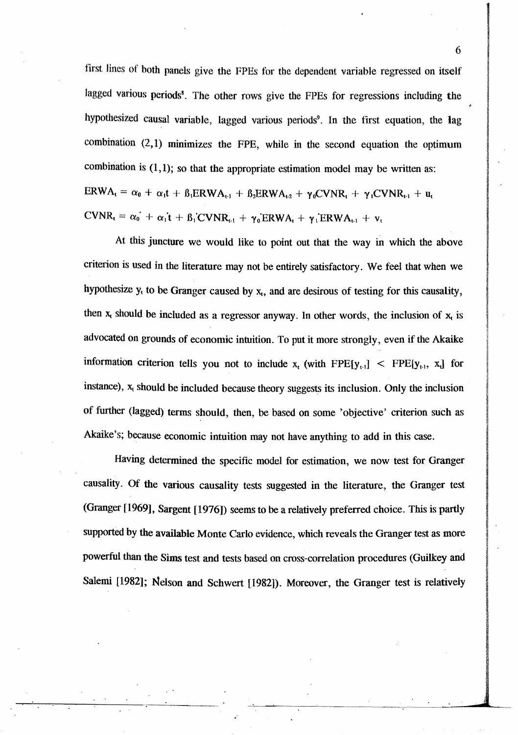first lines of both panels give the FPEs for the dependent variable regressed on itself lagged various periods[8]. The other rows give the FPEs for regressions including the hypothesized causal variable, lagged various periods[9]. In the first equation, the lag combination (2,1) minimizes the FPE, while in the second equation the optimum combination is (1,1); so that the appropriate estimation model may be written as:

$$ERWA_t = \alpha_0 + \alpha_1 t + \beta_1 ERWA_{t-1} + \beta_2 ERWA_{t-2} + \gamma_0 CVNR_t + \gamma_1 CVNR_{t-1} + u_t$$

$$CVNR_t = \alpha_0' + \alpha_1' t + \beta_1' CVNR_{t-1} + \gamma_0' ERWA_t + \gamma_1' ERWA_{t-1} + v_t$$

At this juncture we would like to point out that the way in which the above criterion is used in the literature may not be entirely satisfactory. We feel that when we hypothesize $y_t$ to be Granger caused by $x_t$, and are desirous of testing for this causality, then $x_t$ should be included as a regressor anyway. In other words, the inclusion of $x_t$ is advocated on grounds of economic intuition. To put it more strongly, even if the Akaike information criterion tells you not to include $x_t$ (with $FPE[y_{t-1}] < FPE[y_{t-1}, x_t]$ for instance), $x_t$ should be included because theory suggests its inclusion. Only the inclusion of further (lagged) terms should, then, be based on some 'objective' criterion such as Akaike's; because economic intuition may not have anything to add in this case.

Having determined the specific model for estimation, we now test for Granger causality. Of the various causality tests suggested in the literature, the Granger test (Granger [1969], Sargent [1976]) seems to be a relatively preferred choice. This is partly supported by the available Monte Carlo evidence, which reveals the Granger test as more powerful than the Sims test and tests based on cross-correlation procedures (Guilkey and Salemi [1982]; Nelson and Schwert [1982]). Moreover, the Granger test is relatively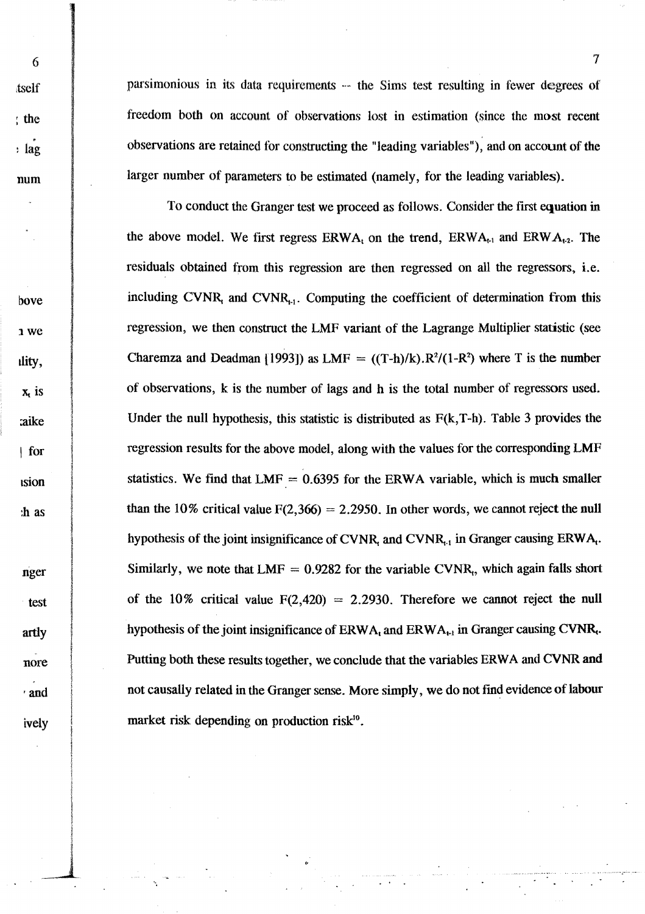parsimonious in its data requirements -- the Sims test resulting in fewer degrees of freedom both on account of observations lost in estimation (since the most recent observations are retained for constructing the "leading variables"), and on account of the larger number of parameters to be estimated (namely, for the leading variables).

To conduct the Granger test we proceed as follows. Consider the first equation in the above model. We first regress $ERWA_t$ on the trend, $ERWA_{t-1}$ and $ERWA_{t-2}$. The residuals obtained from this regression are then regressed on all the regressors, i.e. including $CVNR_t$ and $CVNR_{t-1}$. Computing the coefficient of determination from this regression, we then construct the LMF variant of the Lagrange Multiplier statistic (see Charemza and Deadman [1993]) as $LMF = ((T-h)/k).R^2/(1-R^2)$ where T is the number of observations, k is the number of lags and h is the total number of regressors used. Under the null hypothesis, this statistic is distributed as $F(k,T-h)$. Table 3 provides the regression results for the above model, along with the values for the corresponding LMF statistics. We find that LMF = 0.6395 for the ERWA variable, which is much smaller than the 10% critical value $F(2,366) = 2.2950$. In other words, we cannot reject the null hypothesis of the joint insignificance of $CVNR_t$ and $CVNR_{t-1}$ in Granger causing $ERWA_t$. Similarly, we note that LMF = 0.9282 for the variable $CVNR_t$, which again falls short of the 10% critical value $F(2,420) = 2.2930$. Therefore we cannot reject the null hypothesis of the joint insignificance of $ERWA_t$ and $ERWA_{t-1}$ in Granger causing $CVNR_t$. Putting both these results together, we conclude that the variables ERWA and CVNR and not causally related in the Granger sense. More simply, we do not find evidence of labour market risk depending on production risk[10].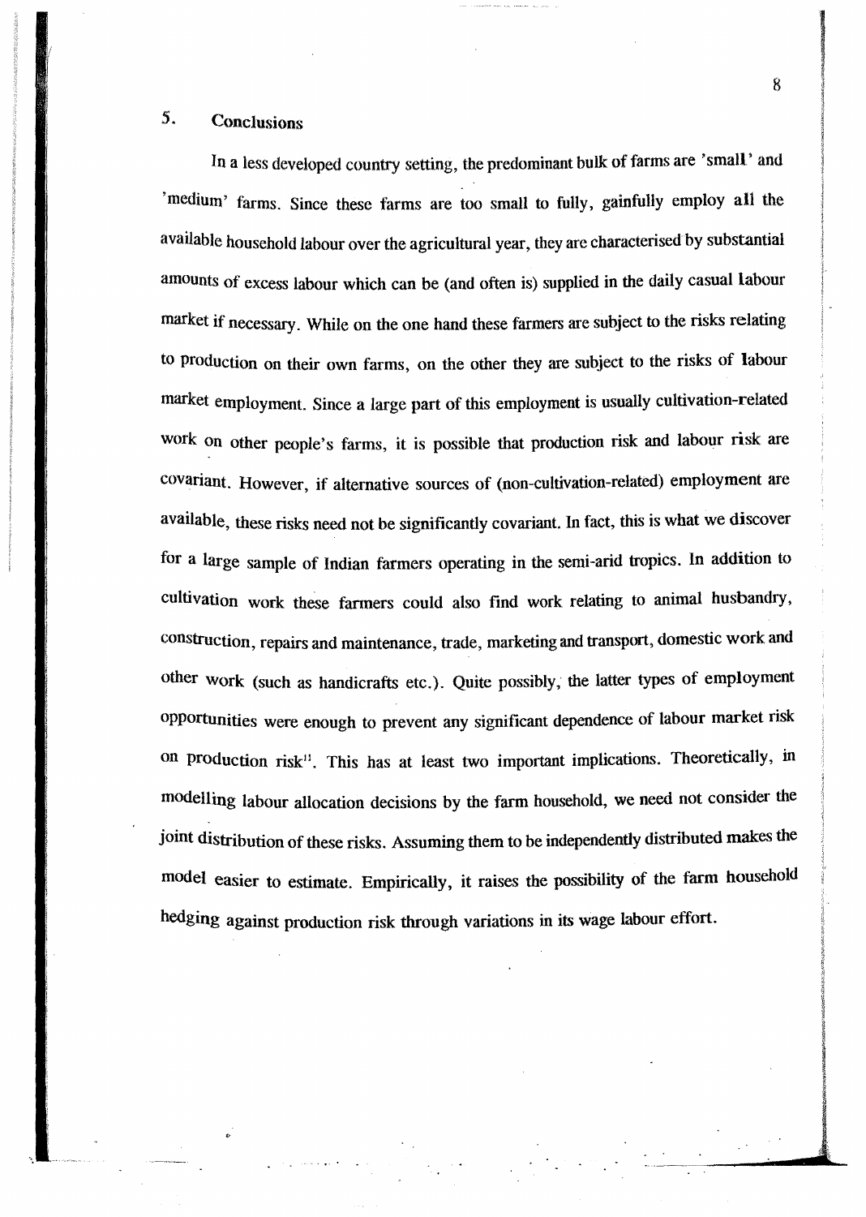## 5. Conclusions

In a less developed country setting, the predominant bulk of farms are 'small' and 'medium' farms. Since these farms are too small to fully, gainfully employ all the available household labour over the agricultural year, they are characterised by substantial amounts of excess labour which can be (and often is) supplied in the daily casual labour market if necessary. While on the one hand these farmers are subject to the risks relating to production on their own farms, on the other they are subject to the risks of labour market employment. Since a large part of this employment is usually cultivation-related work on other people's farms, it is possible that production risk and labour risk are covariant. However, if alternative sources of (non-cultivation-related) employment are available, these risks need not be significantly covariant. In fact, this is what we discover for a large sample of Indian farmers operating in the semi-arid tropics. In addition to cultivation work these farmers could also find work relating to animal husbandry, construction, repairs and maintenance, trade, marketing and transport, domestic work and other work (such as handicrafts etc.). Quite possibly, the latter types of employment opportunities were enough to prevent any significant dependence of labour market risk on production risk[11]. This has at least two important implications. Theoretically, in modelling labour allocation decisions by the farm household, we need not consider the joint distribution of these risks. Assuming them to be independently distributed makes the model easier to estimate. Empirically, it raises the possibility of the farm household hedging against production risk through variations in its wage labour effort.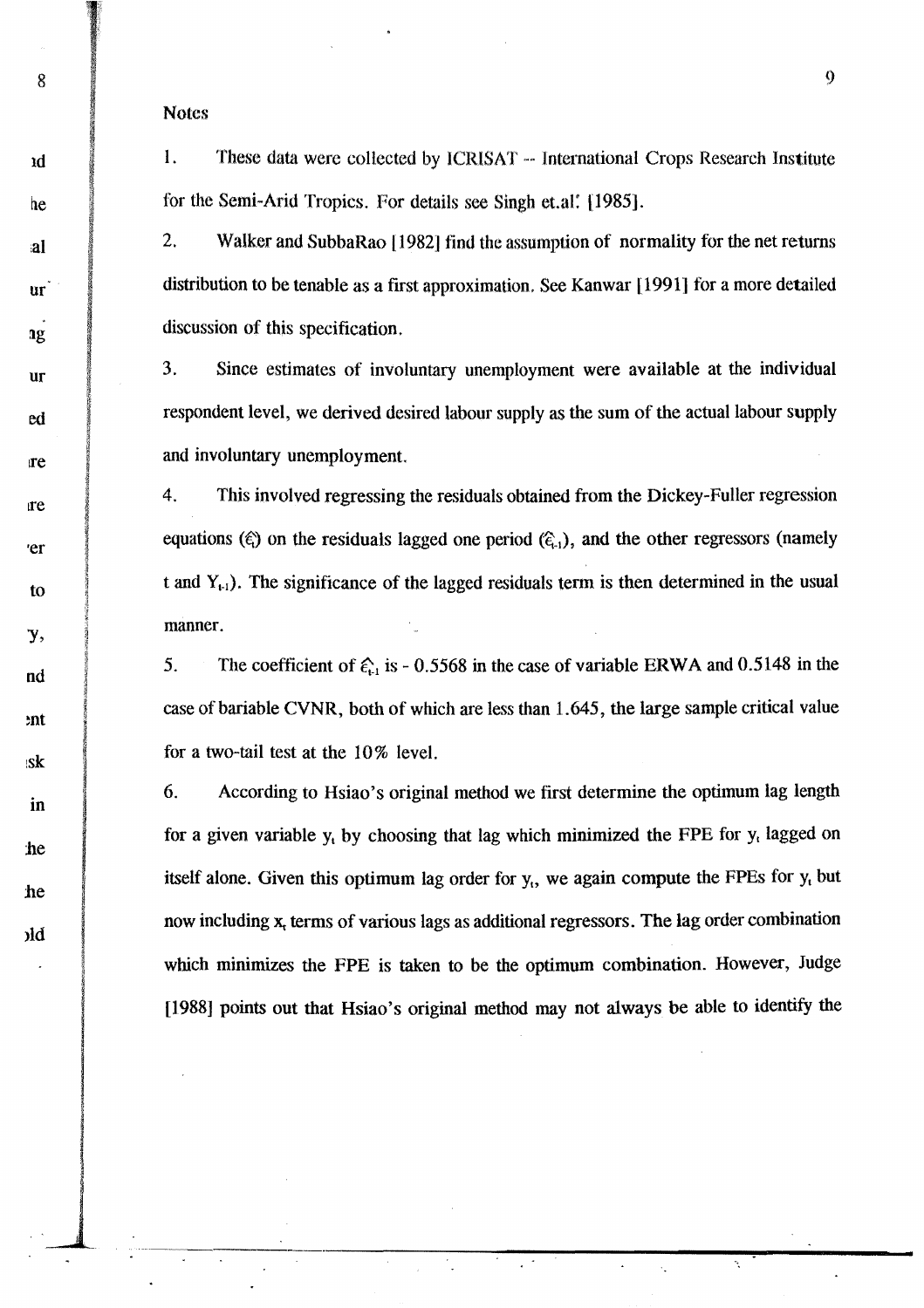Notes

1. These data were collected by ICRISAT -- International Crops Research Institute for the Semi-Arid Tropics. For details see Singh et.al. [1985].

2. Walker and SubbaRao [1982] find the assumption of normality for the net returns distribution to be tenable as a first approximation. See Kanwar [1991] for a more detailed discussion of this specification.

3. Since estimates of involuntary unemployment were available at the individual respondent level, we derived desired labour supply as the sum of the actual labour supply and involuntary unemployment.

4. This involved regressing the residuals obtained from the Dickey-Fuller regression equations ($\hat{\epsilon}_t$) on the residuals lagged one period ($\hat{\epsilon}_{t-1}$), and the other regressors (namely t and $Y_{t-1}$). The significance of the lagged residuals term is then determined in the usual manner.

5. The coefficient of $\hat{\epsilon}_{t-1}$ is - 0.5568 in the case of variable ERWA and 0.5148 in the case of bariable CVNR, both of which are less than 1.645, the large sample critical value for a two-tail test at the 10% level.

6. According to Hsiao's original method we first determine the optimum lag length for a given variable $y_t$ by choosing that lag which minimized the FPE for $y_t$ lagged on itself alone. Given this optimum lag order for $y_t$, we again compute the FPEs for $y_t$ but now including $x_t$ terms of various lags as additional regressors. The lag order combination which minimizes the FPE is taken to be the optimum combination. However, Judge [1988] points out that Hsiao's original method may not always be able to identify the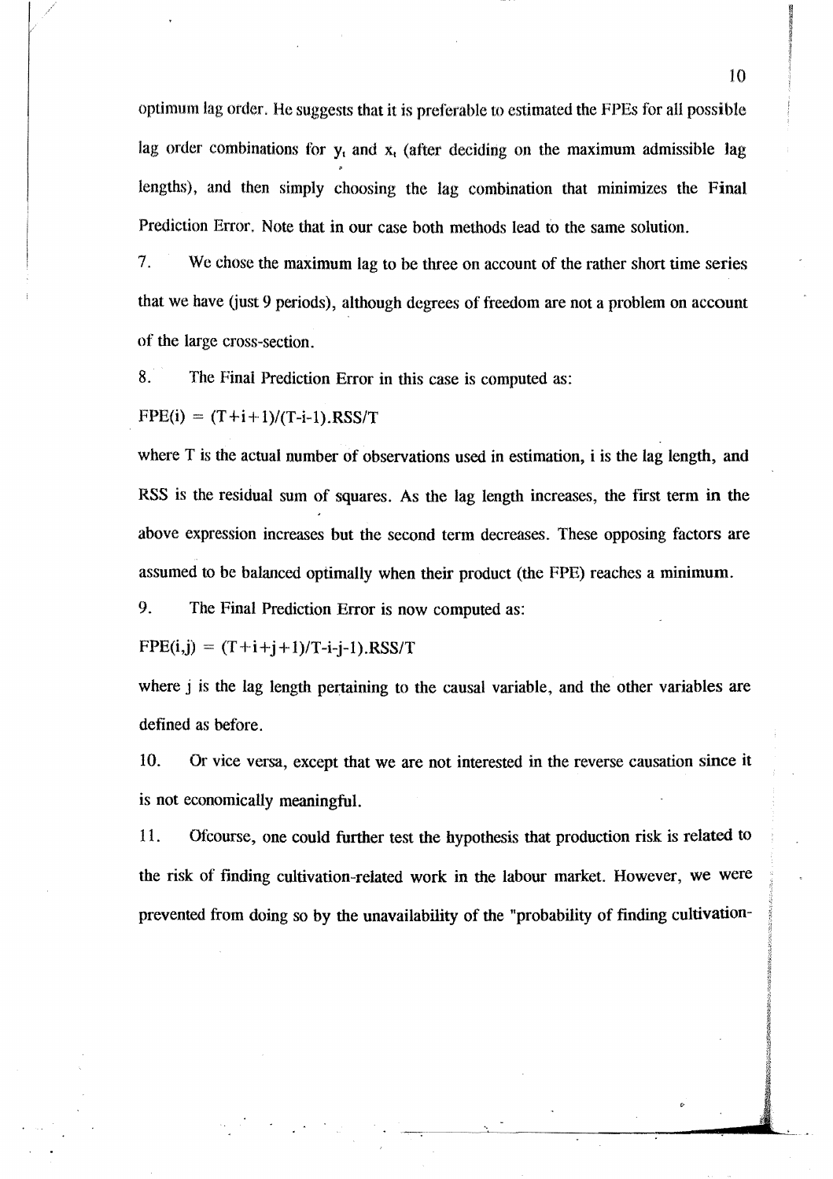optimum lag order. He suggests that it is preferable to estimated the FPEs for all possible lag order combinations for $y_t$ and $x_t$ (after deciding on the maximum admissible lag lengths), and then simply choosing the lag combination that minimizes the Final Prediction Error. Note that in our case both methods lead to the same solution.

7. We chose the maximum lag to be three on account of the rather short time series that we have (just 9 periods), although degrees of freedom are not a problem on account of the large cross-section.

8. The Final Prediction Error in this case is computed as:

$FPE(i) = (T+i+1)/(T-i-1).RSS/T$

where T is the actual number of observations used in estimation, i is the lag length, and RSS is the residual sum of squares. As the lag length increases, the first term in the above expression increases but the second term decreases. These opposing factors are assumed to be balanced optimally when their product (the FPE) reaches a minimum.

9. The Final Prediction Error is now computed as:

$FPE(i,j) = (T+i+j+1)/T-i-j-1).RSS/T$

where j is the lag length pertaining to the causal variable, and the other variables are defined as before.

10. Or vice versa, except that we are not interested in the reverse causation since it is not economically meaningful.

11. Ofcourse, one could further test the hypothesis that production risk is related to the risk of finding cultivation-related work in the labour market. However, we were prevented from doing so by the unavailability of the "probability of finding cultivation-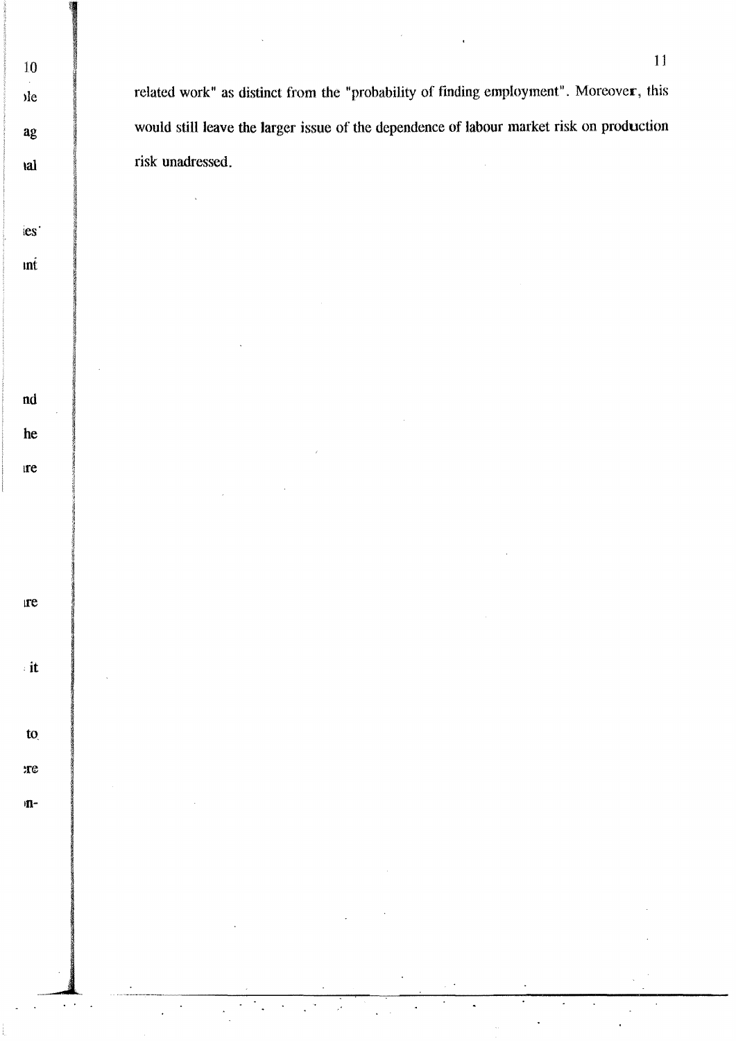related work" as distinct from the "probability of finding employment". Moreover, this would still leave the larger issue of the dependence of labour market risk on production risk unadressed.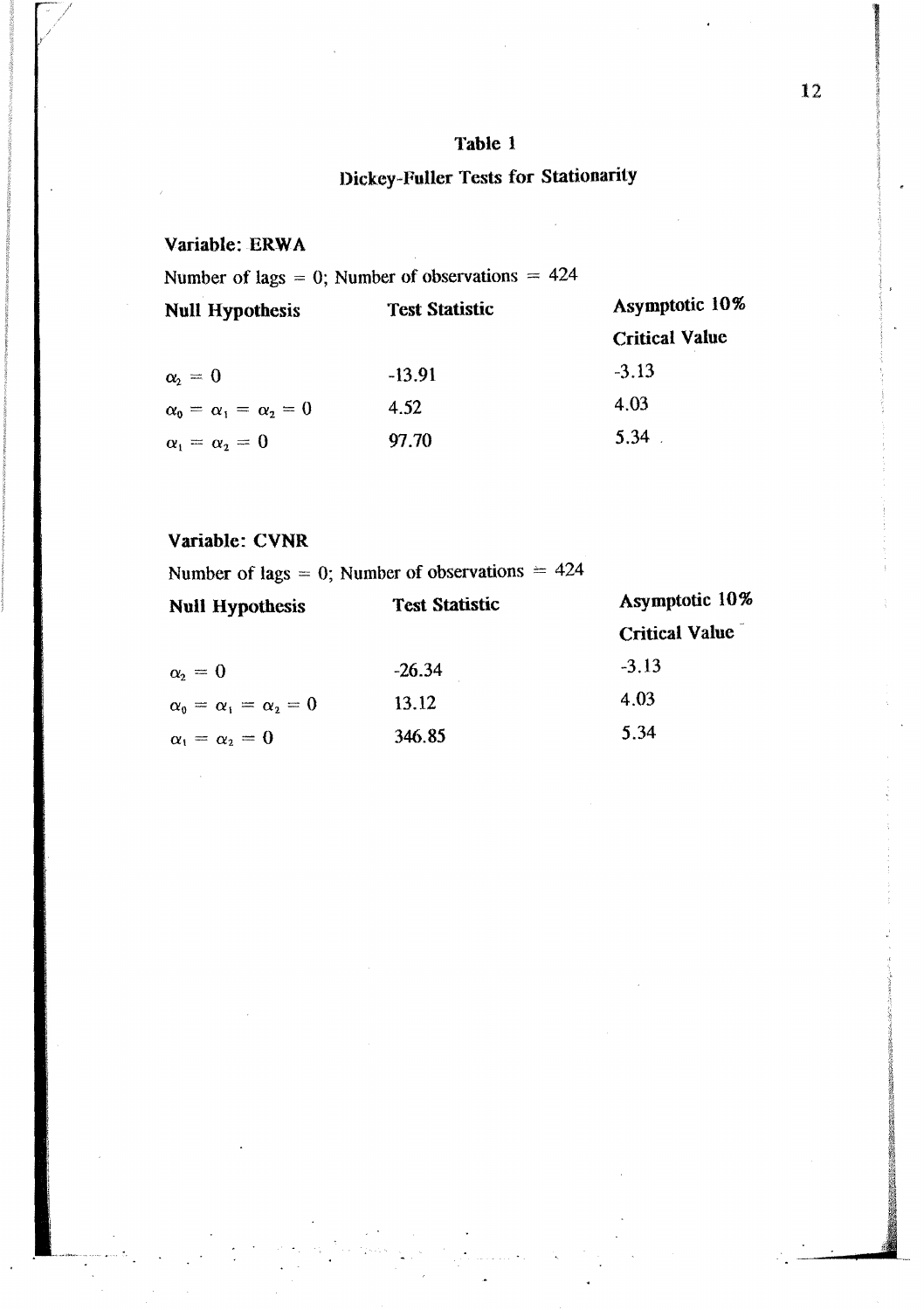# Table 1

## Dickey-Fuller Tests for Stationarity

**Variable: ERWA**

Number of lags = 0; Number of observations = 424

| **Null Hypothesis** | **Test Statistic** | **Asymptotic 10% Critical Value** |
|---|---|---|
| $\alpha_2 = 0$ | -13.91 | -3.13 |
| $\alpha_0 = \alpha_1 = \alpha_2 = 0$ | 4.52 | 4.03 |
| $\alpha_1 = \alpha_2 = 0$ | 97.70 | 5.34 |

**Variable: CVNR**

Number of lags = 0; Number of observations = 424

| **Null Hypothesis** | **Test Statistic** | **Asymptotic 10% Critical Value** |
|---|---|---|
| $\alpha_2 = 0$ | -26.34 | -3.13 |
| $\alpha_0 = \alpha_1 = \alpha_2 = 0$ | 13.12 | 4.03 |
| $\alpha_1 = \alpha_2 = 0$ | 346.85 | 5.34 |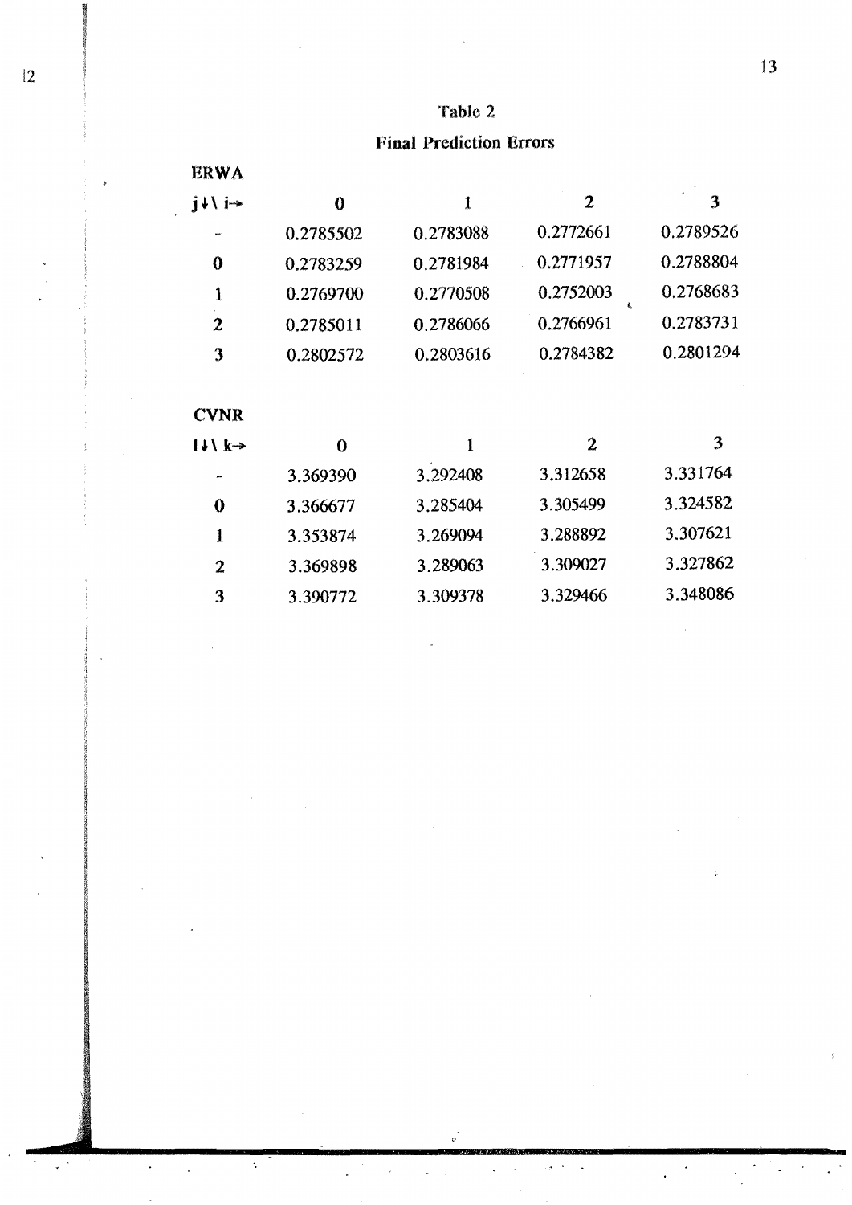## Table 2

### Final Prediction Errors

**ERWA**

| j↓\ i→ | 0 | 1 | 2 | 3 |
|---|---|---|---|---|
| - | 0.2785502 | 0.2783088 | 0.2772661 | 0.2789526 |
| **0** | 0.2783259 | 0.2781984 | 0.2771957 | 0.2788804 |
| **1** | 0.2769700 | 0.2770508 | 0.2752003 | 0.2768683 |
| **2** | 0.2785011 | 0.2786066 | 0.2766961 | 0.2783731 |
| **3** | 0.2802572 | 0.2803616 | 0.2784382 | 0.2801294 |

**CVNR**

| l↓\ k→ | 0 | 1 | 2 | 3 |
|---|---|---|---|---|
| - | 3.369390 | 3.292408 | 3.312658 | 3.331764 |
| **0** | 3.366677 | 3.285404 | 3.305499 | 3.324582 |
| **1** | 3.353874 | 3.269094 | 3.288892 | 3.307621 |
| **2** | 3.369898 | 3.289063 | 3.309027 | 3.327862 |
| **3** | 3.390772 | 3.309378 | 3.329466 | 3.348086 |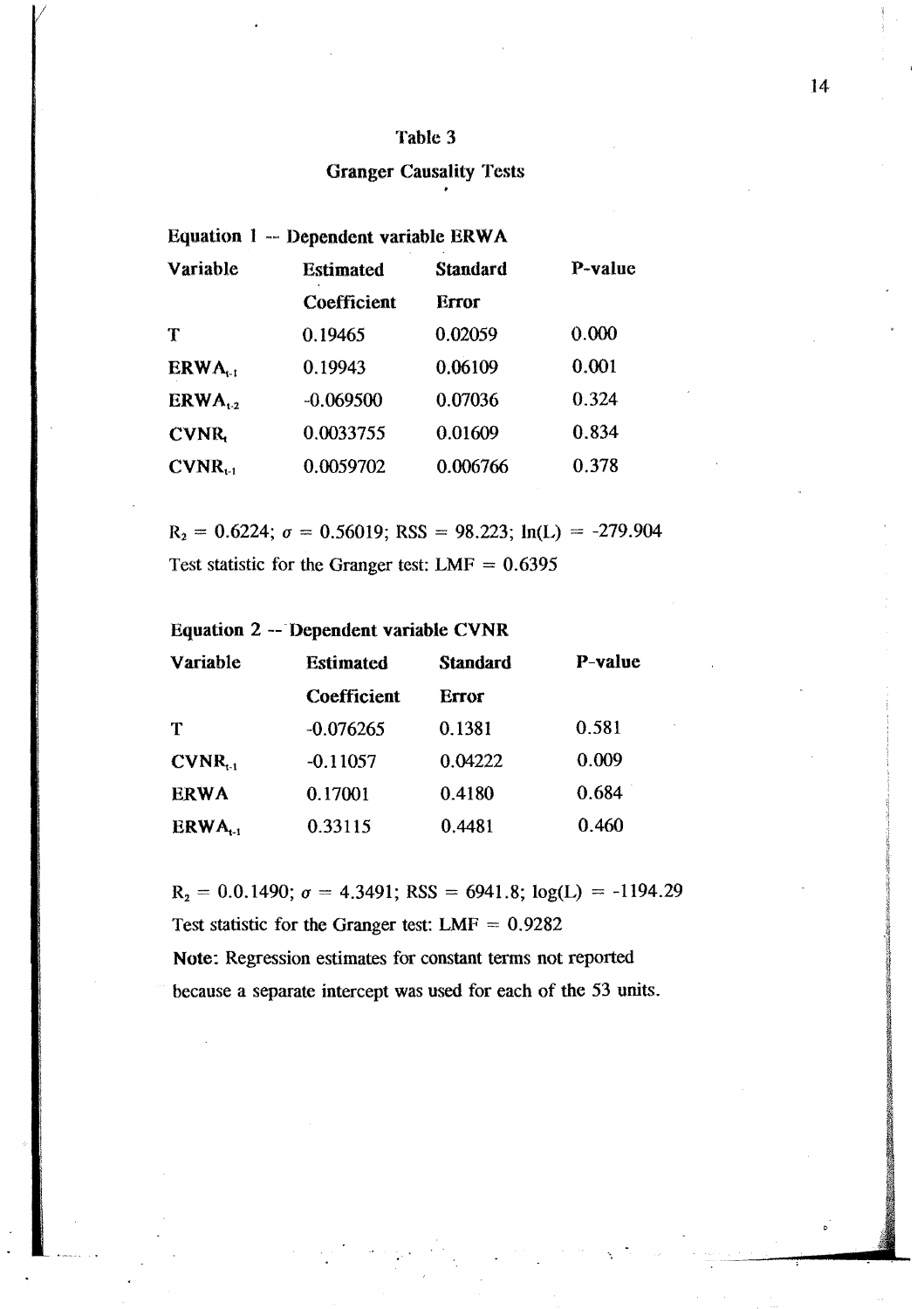## Table 3

## Granger Causality Tests

**Equation 1 -- Dependent variable ERWA**

| Variable | Estimated Coefficient | Standard Error | P-value |
|---|---|---|---|
| T | 0.19465 | 0.02059 | 0.000 |
| $ERWA_{t-1}$ | 0.19943 | 0.06109 | 0.001 |
| $ERWA_{t-2}$ | -0.069500 | 0.07036 | 0.324 |
| $CVNR_t$ | 0.0033755 | 0.01609 | 0.834 |
| $CVNR_{t-1}$ | 0.0059702 | 0.006766 | 0.378 |

$R_2 = 0.6224$; $\sigma = 0.56019$; RSS = 98.223; ln(L) = -279.904

Test statistic for the Granger test: LMF = 0.6395

**Equation 2 -- Dependent variable CVNR**

| Variable | Estimated Coefficient | Standard Error | P-value |
|---|---|---|---|
| T | -0.076265 | 0.1381 | 0.581 |
| $CVNR_{t-1}$ | -0.11057 | 0.04222 | 0.009 |
| ERWA | 0.17001 | 0.4180 | 0.684 |
| $ERWA_{t-1}$ | 0.33115 | 0.4481 | 0.460 |

$R_2 = 0.0.1490$; $\sigma = 4.3491$; RSS = 6941.8; log(L) = -1194.29

Test statistic for the Granger test: LMF = 0.9282

**Note**: Regression estimates for constant terms not reported because a separate intercept was used for each of the 53 units.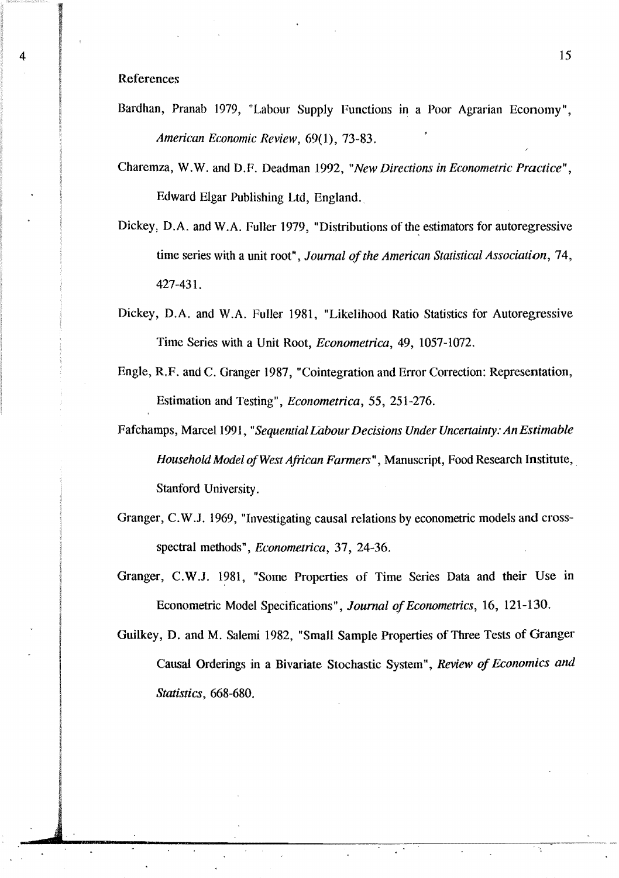## References

Bardhan, Pranab 1979, "Labour Supply Functions in a Poor Agrarian Economy", *American Economic Review*, 69(1), 73-83.

Charemza, W.W. and D.F. Deadman 1992, "*New Directions in Econometric Practice*", Edward Elgar Publishing Ltd, England.

Dickey, D.A. and W.A. Fuller 1979, "Distributions of the estimators for autoregressive time series with a unit root", *Journal of the American Statistical Association*, 74, 427-431.

Dickey, D.A. and W.A. Fuller 1981, "Likelihood Ratio Statistics for Autoregressive Time Series with a Unit Root, *Econometrica*, 49, 1057-1072.

Engle, R.F. and C. Granger 1987, "Cointegration and Error Correction: Representation, Estimation and Testing", *Econometrica*, 55, 251-276.

Fafchamps, Marcel 1991, "*Sequential Labour Decisions Under Uncertainty: An Estimable Household Model of West African Farmers*", Manuscript, Food Research Institute, Stanford University.

Granger, C.W.J. 1969, "Investigating causal relations by econometric models and cross-spectral methods", *Econometrica*, 37, 24-36.

Granger, C.W.J. 1981, "Some Properties of Time Series Data and their Use in Econometric Model Specifications", *Journal of Econometrics*, 16, 121-130.

Guilkey, D. and M. Salemi 1982, "Small Sample Properties of Three Tests of Granger Causal Orderings in a Bivariate Stochastic System", *Review of Economics and Statistics*, 668-680.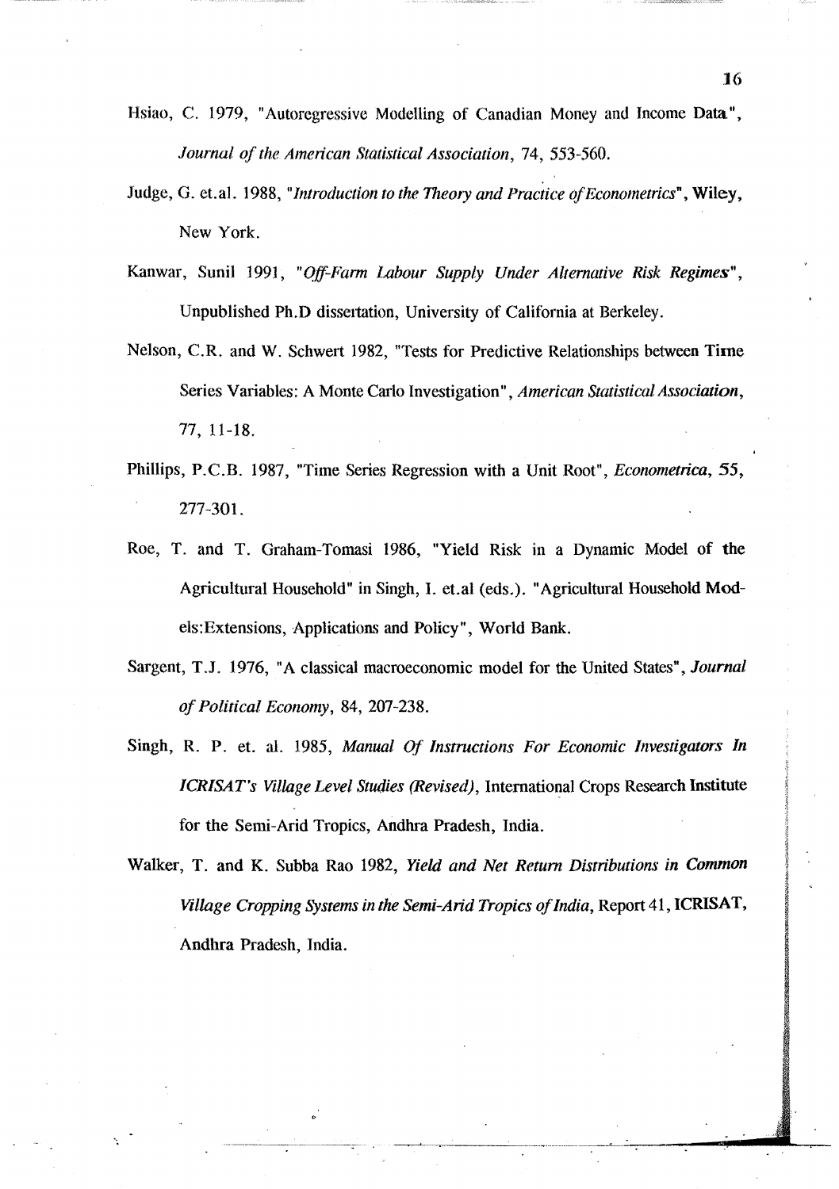Hsiao, C. 1979, "Autoregressive Modelling of Canadian Money and Income Data", *Journal of the American Statistical Association*, 74, 553-560.

Judge, G. et.al. 1988, "*Introduction to the Theory and Practice of Econometrics*", Wiley, New York.

Kanwar, Sunil 1991, "*Off-Farm Labour Supply Under Alternative Risk Regimes*", Unpublished Ph.D dissertation, University of California at Berkeley.

Nelson, C.R. and W. Schwert 1982, "Tests for Predictive Relationships between Time Series Variables: A Monte Carlo Investigation", *American Statistical Association*, 77, 11-18.

Phillips, P.C.B. 1987, "Time Series Regression with a Unit Root", *Econometrica*, 55, 277-301.

Roe, T. and T. Graham-Tomasi 1986, "Yield Risk in a Dynamic Model of the Agricultural Household" in Singh, I. et.al (eds.). "Agricultural Household Models:Extensions, Applications and Policy", World Bank.

Sargent, T.J. 1976, "A classical macroeconomic model for the United States", *Journal of Political Economy*, 84, 207-238.

Singh, R. P. et. al. 1985, *Manual Of Instructions For Economic Investigators In ICRISAT's Village Level Studies (Revised)*, International Crops Research Institute for the Semi-Arid Tropics, Andhra Pradesh, India.

Walker, T. and K. Subba Rao 1982, *Yield and Net Return Distributions in Common Village Cropping Systems in the Semi-Arid Tropics of India*, Report 41, ICRISAT, Andhra Pradesh, India.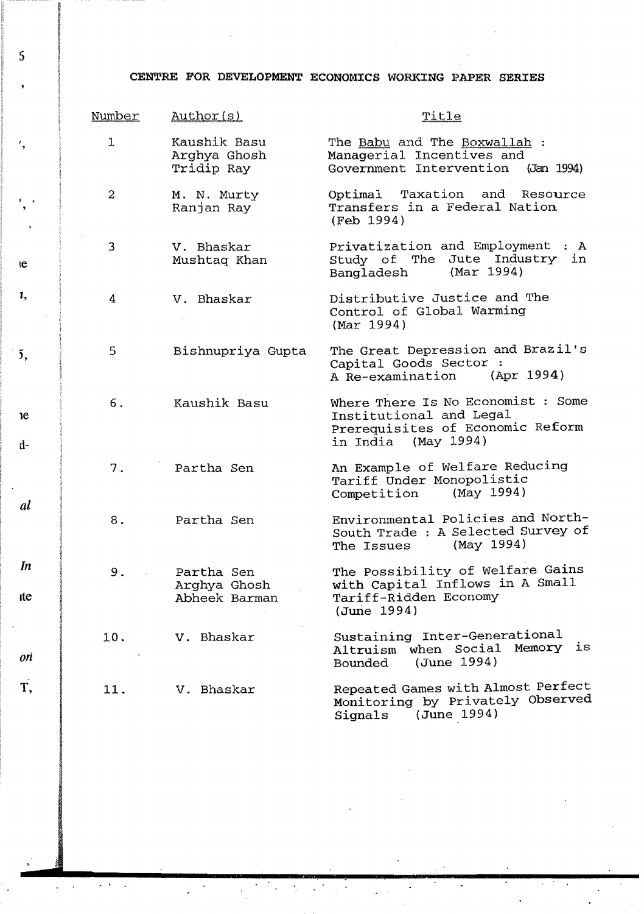# CENTRE FOR DEVELOPMENT ECONOMICS WORKING PAPER SERIES

| Number | Author(s) | Title |
| --- | --- | --- |
| 1 | Kaushik Basu<br>Arghya Ghosh<br>Tridip Ray | The Babu and The Boxwallah : Managerial Incentives and Government Intervention (Jan 1994) |
| 2 | M. N. Murty<br>Ranjan Ray | Optimal Taxation and Resource Transfers in a Federal Nation (Feb 1994) |
| 3 | V. Bhaskar<br>Mushtaq Khan | Privatization and Employment : A Study of The Jute Industry in Bangladesh (Mar 1994) |
| 4 | V. Bhaskar | Distributive Justice and The Control of Global Warming (Mar 1994) |
| 5 | Bishnupriya Gupta | The Great Depression and Brazil's Capital Goods Sector : A Re-examination (Apr 1994) |
| 6. | Kaushik Basu | Where There Is No Economist : Some Institutional and Legal Prerequisites of Economic Reform in India (May 1994) |
| 7. | Partha Sen | An Example of Welfare Reducing Tariff Under Monopolistic Competition (May 1994) |
| 8. | Partha Sen | Environmental Policies and North-South Trade : A Selected Survey of The Issues (May 1994) |
| 9. | Partha Sen<br>Arghya Ghosh<br>Abheek Barman | The Possibility of Welfare Gains with Capital Inflows in A Small Tariff-Ridden Economy (June 1994) |
| 10. | V. Bhaskar | Sustaining Inter-Generational Altruism when Social Memory is Bounded (June 1994) |
| 11. | V. Bhaskar | Repeated Games with Almost Perfect Monitoring by Privately Observed Signals (June 1994) |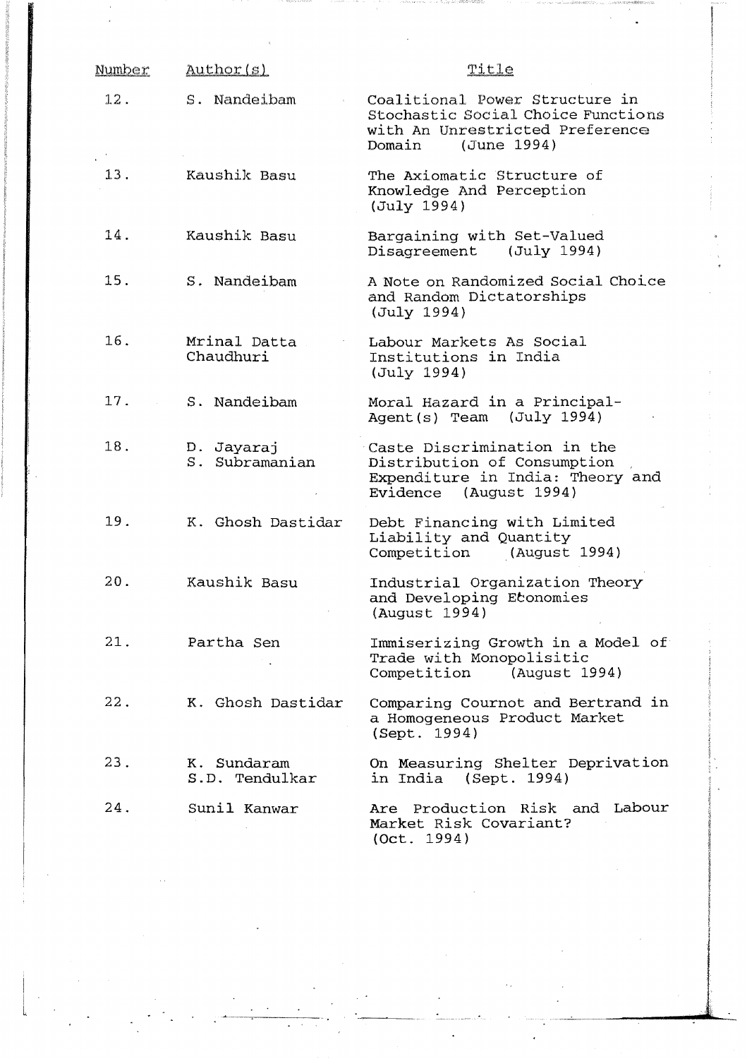| Number | Author(s) | Title |
|---|---|---|
| 12. | S. Nandeibam | Coalitional Power Structure in Stochastic Social Choice Functions with An Unrestricted Preference Domain (June 1994) |
| 13. | Kaushik Basu | The Axiomatic Structure of Knowledge And Perception (July 1994) |
| 14. | Kaushik Basu | Bargaining with Set-Valued Disagreement (July 1994) |
| 15. | S. Nandeibam | A Note on Randomized Social Choice and Random Dictatorships (July 1994) |
| 16. | Mrinal Datta Chaudhuri | Labour Markets As Social Institutions in India (July 1994) |
| 17. | S. Nandeibam | Moral Hazard in a Principal-Agent(s) Team (July 1994) |
| 18. | D. Jayaraj<br>S. Subramanian | Caste Discrimination in the Distribution of Consumption Expenditure in India: Theory and Evidence (August 1994) |
| 19. | K. Ghosh Dastidar | Debt Financing with Limited Liability and Quantity Competition (August 1994) |
| 20. | Kaushik Basu | Industrial Organization Theory and Developing Economies (August 1994) |
| 21. | Partha Sen | Immiserizing Growth in a Model of Trade with Monopolisitic Competition (August 1994) |
| 22. | K. Ghosh Dastidar | Comparing Cournot and Bertrand in a Homogeneous Product Market (Sept. 1994) |
| 23. | K. Sundaram<br>S.D. Tendulkar | On Measuring Shelter Deprivation in India (Sept. 1994) |
| 24. | Sunil Kanwar | Are Production Risk and Labour Market Risk Covariant? (Oct. 1994) |